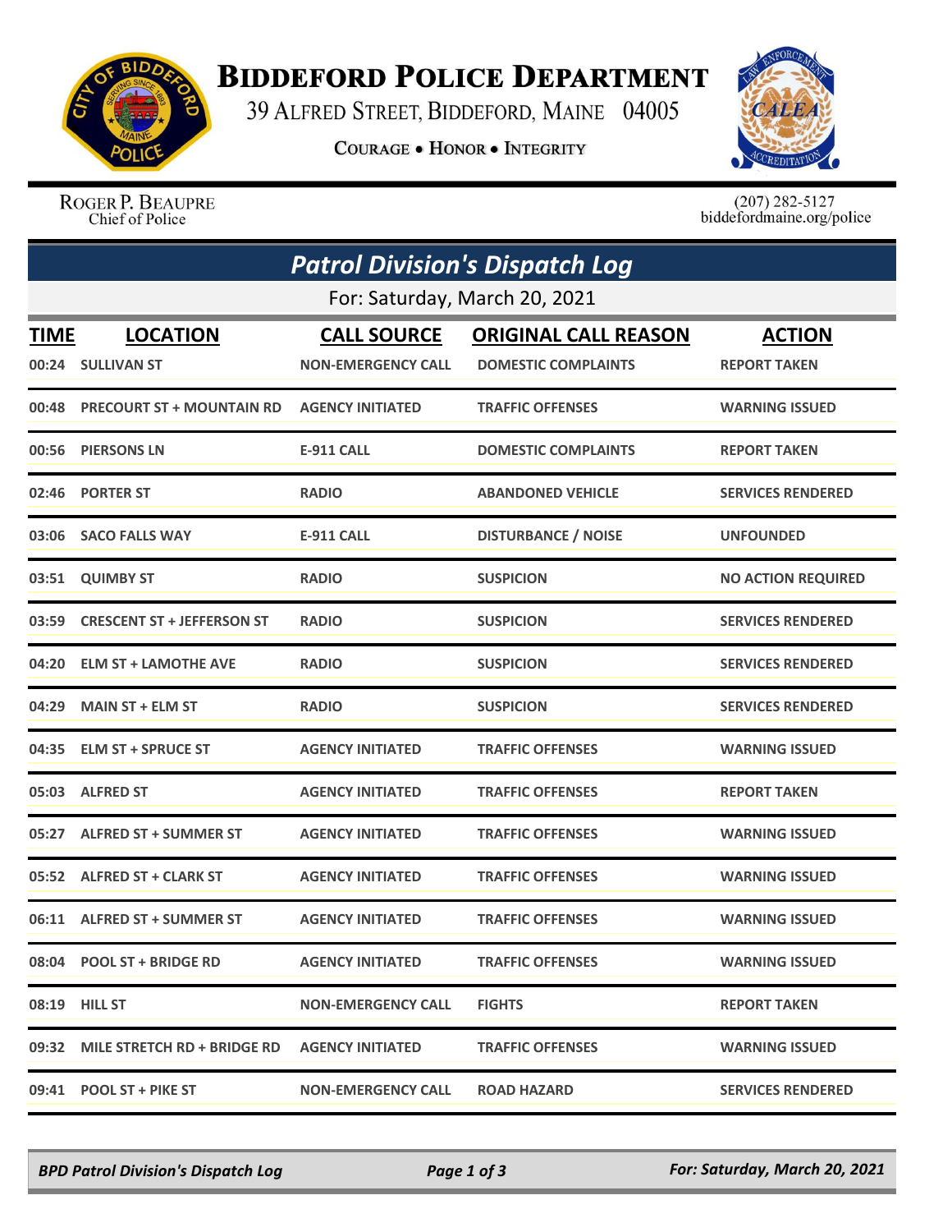# BIDDEFORD POLICE DEPARTMENT

39 ALFRED STREET, BIDDEFORD, MAINE 04005

COURAGE • HONOR • INTEGRITY

ROGER P. BEAUPRE
Chief of Police

(207) 282-5127
biddefordmaine.org/police

## *Patrol Division's Dispatch Log*

For: Saturday, March 20, 2021

| TIME | LOCATION | CALL SOURCE | ORIGINAL CALL REASON | ACTION |
|---|---|---|---|---|
| 00:24 | SULLIVAN ST | NON-EMERGENCY CALL | DOMESTIC COMPLAINTS | REPORT TAKEN |
| 00:48 | PRECOURT ST + MOUNTAIN RD | AGENCY INITIATED | TRAFFIC OFFENSES | WARNING ISSUED |
| 00:56 | PIERSONS LN | E-911 CALL | DOMESTIC COMPLAINTS | REPORT TAKEN |
| 02:46 | PORTER ST | RADIO | ABANDONED VEHICLE | SERVICES RENDERED |
| 03:06 | SACO FALLS WAY | E-911 CALL | DISTURBANCE / NOISE | UNFOUNDED |
| 03:51 | QUIMBY ST | RADIO | SUSPICION | NO ACTION REQUIRED |
| 03:59 | CRESCENT ST + JEFFERSON ST | RADIO | SUSPICION | SERVICES RENDERED |
| 04:20 | ELM ST + LAMOTHE AVE | RADIO | SUSPICION | SERVICES RENDERED |
| 04:29 | MAIN ST + ELM ST | RADIO | SUSPICION | SERVICES RENDERED |
| 04:35 | ELM ST + SPRUCE ST | AGENCY INITIATED | TRAFFIC OFFENSES | WARNING ISSUED |
| 05:03 | ALFRED ST | AGENCY INITIATED | TRAFFIC OFFENSES | REPORT TAKEN |
| 05:27 | ALFRED ST + SUMMER ST | AGENCY INITIATED | TRAFFIC OFFENSES | WARNING ISSUED |
| 05:52 | ALFRED ST + CLARK ST | AGENCY INITIATED | TRAFFIC OFFENSES | WARNING ISSUED |
| 06:11 | ALFRED ST + SUMMER ST | AGENCY INITIATED | TRAFFIC OFFENSES | WARNING ISSUED |
| 08:04 | POOL ST + BRIDGE RD | AGENCY INITIATED | TRAFFIC OFFENSES | WARNING ISSUED |
| 08:19 | HILL ST | NON-EMERGENCY CALL | FIGHTS | REPORT TAKEN |
| 09:32 | MILE STRETCH RD + BRIDGE RD | AGENCY INITIATED | TRAFFIC OFFENSES | WARNING ISSUED |
| 09:41 | POOL ST + PIKE ST | NON-EMERGENCY CALL | ROAD HAZARD | SERVICES RENDERED |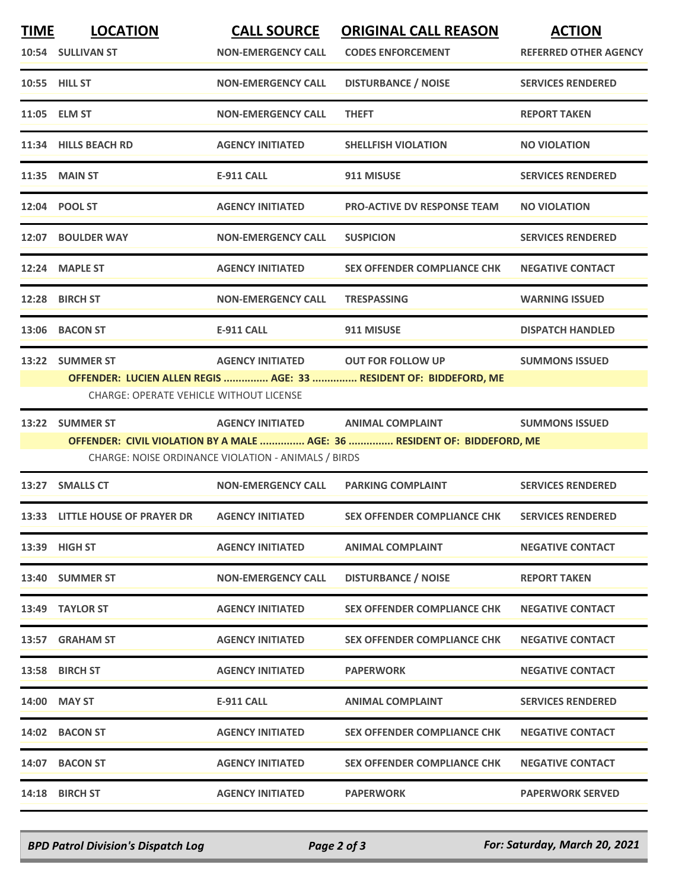| TIME | LOCATION | CALL SOURCE | ORIGINAL CALL REASON | ACTION |
| --- | --- | --- | --- | --- |
| 10:54 | SULLIVAN ST | NON-EMERGENCY CALL | CODES ENFORCEMENT | REFERRED OTHER AGENCY |
| 10:55 | HILL ST | NON-EMERGENCY CALL | DISTURBANCE / NOISE | SERVICES RENDERED |
| 11:05 | ELM ST | NON-EMERGENCY CALL | THEFT | REPORT TAKEN |
| 11:34 | HILLS BEACH RD | AGENCY INITIATED | SHELLFISH VIOLATION | NO VIOLATION |
| 11:35 | MAIN ST | E-911 CALL | 911 MISUSE | SERVICES RENDERED |
| 12:04 | POOL ST | AGENCY INITIATED | PRO-ACTIVE DV RESPONSE TEAM | NO VIOLATION |
| 12:07 | BOULDER WAY | NON-EMERGENCY CALL | SUSPICION | SERVICES RENDERED |
| 12:24 | MAPLE ST | AGENCY INITIATED | SEX OFFENDER COMPLIANCE CHK | NEGATIVE CONTACT |
| 12:28 | BIRCH ST | NON-EMERGENCY CALL | TRESPASSING | WARNING ISSUED |
| 13:06 | BACON ST | E-911 CALL | 911 MISUSE | DISPATCH HANDLED |
| 13:22 | SUMMER ST | AGENCY INITIATED | OUT FOR FOLLOW UP | SUMMONS ISSUED |

**OFFENDER: LUCIEN ALLEN REGIS ............... AGE: 33 ............... RESIDENT OF: BIDDEFORD, ME**

CHARGE: OPERATE VEHICLE WITHOUT LICENSE

| TIME | LOCATION | CALL SOURCE | ORIGINAL CALL REASON | ACTION |
| --- | --- | --- | --- | --- |
| 13:22 | SUMMER ST | AGENCY INITIATED | ANIMAL COMPLAINT | SUMMONS ISSUED |

**OFFENDER: CIVIL VIOLATION BY A MALE ............... AGE: 36 ............... RESIDENT OF: BIDDEFORD, ME**

CHARGE: NOISE ORDINANCE VIOLATION - ANIMALS / BIRDS

| TIME | LOCATION | CALL SOURCE | ORIGINAL CALL REASON | ACTION |
| --- | --- | --- | --- | --- |
| 13:27 | SMALLS CT | NON-EMERGENCY CALL | PARKING COMPLAINT | SERVICES RENDERED |
| 13:33 | LITTLE HOUSE OF PRAYER DR | AGENCY INITIATED | SEX OFFENDER COMPLIANCE CHK | SERVICES RENDERED |
| 13:39 | HIGH ST | AGENCY INITIATED | ANIMAL COMPLAINT | NEGATIVE CONTACT |
| 13:40 | SUMMER ST | NON-EMERGENCY CALL | DISTURBANCE / NOISE | REPORT TAKEN |
| 13:49 | TAYLOR ST | AGENCY INITIATED | SEX OFFENDER COMPLIANCE CHK | NEGATIVE CONTACT |
| 13:57 | GRAHAM ST | AGENCY INITIATED | SEX OFFENDER COMPLIANCE CHK | NEGATIVE CONTACT |
| 13:58 | BIRCH ST | AGENCY INITIATED | PAPERWORK | NEGATIVE CONTACT |
| 14:00 | MAY ST | E-911 CALL | ANIMAL COMPLAINT | SERVICES RENDERED |
| 14:02 | BACON ST | AGENCY INITIATED | SEX OFFENDER COMPLIANCE CHK | NEGATIVE CONTACT |
| 14:07 | BACON ST | AGENCY INITIATED | SEX OFFENDER COMPLIANCE CHK | NEGATIVE CONTACT |
| 14:18 | BIRCH ST | AGENCY INITIATED | PAPERWORK | PAPERWORK SERVED |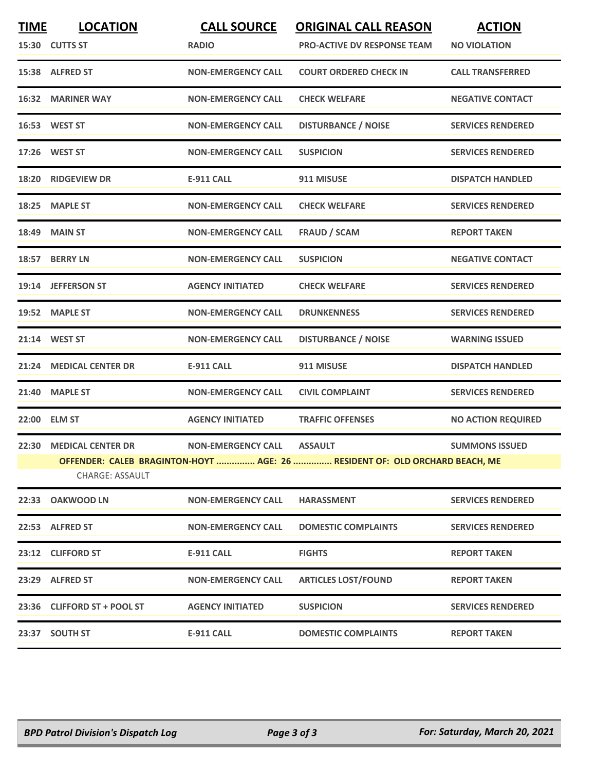| TIME | LOCATION | CALL SOURCE | ORIGINAL CALL REASON | ACTION |
|---|---|---|---|---|
| 15:30 | CUTTS ST | RADIO | PRO-ACTIVE DV RESPONSE TEAM | NO VIOLATION |
| 15:38 | ALFRED ST | NON-EMERGENCY CALL | COURT ORDERED CHECK IN | CALL TRANSFERRED |
| 16:32 | MARINER WAY | NON-EMERGENCY CALL | CHECK WELFARE | NEGATIVE CONTACT |
| 16:53 | WEST ST | NON-EMERGENCY CALL | DISTURBANCE / NOISE | SERVICES RENDERED |
| 17:26 | WEST ST | NON-EMERGENCY CALL | SUSPICION | SERVICES RENDERED |
| 18:20 | RIDGEVIEW DR | E-911 CALL | 911 MISUSE | DISPATCH HANDLED |
| 18:25 | MAPLE ST | NON-EMERGENCY CALL | CHECK WELFARE | SERVICES RENDERED |
| 18:49 | MAIN ST | NON-EMERGENCY CALL | FRAUD / SCAM | REPORT TAKEN |
| 18:57 | BERRY LN | NON-EMERGENCY CALL | SUSPICION | NEGATIVE CONTACT |
| 19:14 | JEFFERSON ST | AGENCY INITIATED | CHECK WELFARE | SERVICES RENDERED |
| 19:52 | MAPLE ST | NON-EMERGENCY CALL | DRUNKENNESS | SERVICES RENDERED |
| 21:14 | WEST ST | NON-EMERGENCY CALL | DISTURBANCE / NOISE | WARNING ISSUED |
| 21:24 | MEDICAL CENTER DR | E-911 CALL | 911 MISUSE | DISPATCH HANDLED |
| 21:40 | MAPLE ST | NON-EMERGENCY CALL | CIVIL COMPLAINT | SERVICES RENDERED |
| 22:00 | ELM ST | AGENCY INITIATED | TRAFFIC OFFENSES | NO ACTION REQUIRED |
| 22:30 | MEDICAL CENTER DR | NON-EMERGENCY CALL | ASSAULT | SUMMONS ISSUED |
| | OFFENDER: CALEB BRAGINTON-HOYT ............... AGE: 26 ............... RESIDENT OF: OLD ORCHARD BEACH, ME | | | |
| | CHARGE: ASSAULT | | | |
| 22:33 | OAKWOOD LN | NON-EMERGENCY CALL | HARASSMENT | SERVICES RENDERED |
| 22:53 | ALFRED ST | NON-EMERGENCY CALL | DOMESTIC COMPLAINTS | SERVICES RENDERED |
| 23:12 | CLIFFORD ST | E-911 CALL | FIGHTS | REPORT TAKEN |
| 23:29 | ALFRED ST | NON-EMERGENCY CALL | ARTICLES LOST/FOUND | REPORT TAKEN |
| 23:36 | CLIFFORD ST + POOL ST | AGENCY INITIATED | SUSPICION | SERVICES RENDERED |
| 23:37 | SOUTH ST | E-911 CALL | DOMESTIC COMPLAINTS | REPORT TAKEN |

*BPD Patrol Division's Dispatch Log* — ***For: Saturday, March 20, 2021***